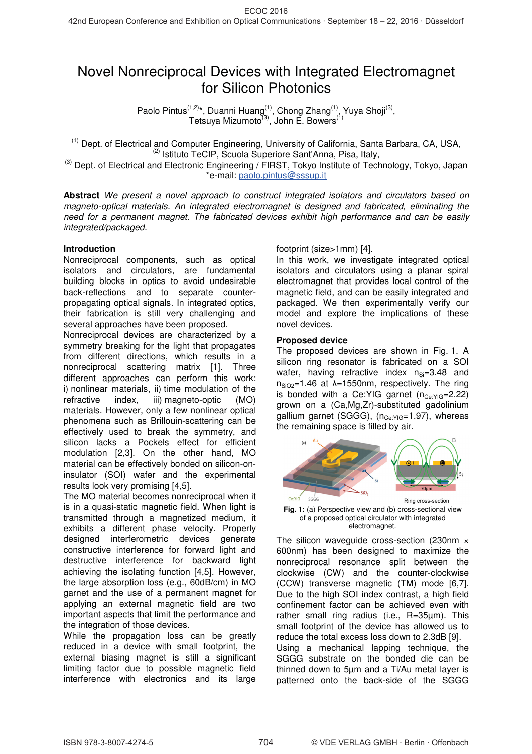# Novel Nonreciprocal Devices with Integrated Electromagnet for Silicon Photonics

Paolo Pintus[1,2]*, Duanni Huang[1], Chong Zhang[1], Yuya Shoji[3], Tetsuya Mizumoto[3], John E. Bowers[1]

[1] Dept. of Electrical and Computer Engineering, University of California, Santa Barbara, CA, USA,
[2] Istituto TeCIP, Scuola Superiore Sant'Anna, Pisa, Italy,
[3] Dept. of Electrical and Electronic Engineering / FIRST, Tokyo Institute of Technology, Tokyo, Japan
*e-mail: paolo.pintus@sssup.it

**Abstract** *We present a novel approach to construct integrated isolators and circulators based on magneto-optical materials. An integrated electromagnet is designed and fabricated, eliminating the need for a permanent magnet. The fabricated devices exhibit high performance and can be easily integrated/packaged.*

## Introduction

Nonreciprocal components, such as optical isolators and circulators, are fundamental building blocks in optics to avoid undesirable back-reflections and to separate counter-propagating optical signals. In integrated optics, their fabrication is still very challenging and several approaches have been proposed.

Nonreciprocal devices are characterized by a symmetry breaking for the light that propagates from different directions, which results in a nonreciprocal scattering matrix [1]. Three different approaches can perform this work: i) nonlinear materials, ii) time modulation of the refractive index, iii) magneto-optic (MO) materials. However, only a few nonlinear optical phenomena such as Brillouin-scattering can be effectively used to break the symmetry, and silicon lacks a Pockels effect for efficient modulation [2,3]. On the other hand, MO material can be effectively bonded on silicon-on-insulator (SOI) wafer and the experimental results look very promising [4,5].

The MO material becomes nonreciprocal when it is in a quasi-static magnetic field. When light is transmitted through a magnetized medium, it exhibits a different phase velocity. Properly designed interferometric devices generate constructive interference for forward light and destructive interference for backward light achieving the isolating function [4,5]. However, the large absorption loss (e.g., 60dB/cm) in MO garnet and the use of a permanent magnet for applying an external magnetic field are two important aspects that limit the performance and the integration of those devices.

While the propagation loss can be greatly reduced in a device with small footprint, the external biasing magnet is still a significant limiting factor due to possible magnetic field interference with electronics and its large footprint (size>1mm) [4].

In this work, we investigate integrated optical isolators and circulators using a planar spiral electromagnet that provides local control of the magnetic field, and can be easily integrated and packaged. We then experimentally verify our model and explore the implications of these novel devices.

## Proposed device

The proposed devices are shown in Fig. 1. A silicon ring resonator is fabricated on a SOI wafer, having refractive index $n_{Si}$=3.48 and $n_{SiO2}$=1.46 at λ=1550nm, respectively. The ring is bonded with a Ce:YIG garnet ($n_{Ce:YIG}$=2.22) grown on a (Ca,Mg,Zr)-substituted gadolinium gallium garnet (SGGG), ($n_{Ce:YIG}$=1.97), whereas the remaining space is filled by air.

**Fig. 1:** (a) Perspective view and (b) cross-sectional view of a proposed optical circulator with integrated electromagnet.

The silicon waveguide cross-section (230nm × 600nm) has been designed to maximize the nonreciprocal resonance split between the clockwise (CW) and the counter-clockwise (CCW) transverse magnetic (TM) mode [6,7]. Due to the high SOI index contrast, a high field confinement factor can be achieved even with rather small ring radius (i.e., R=35μm). This small footprint of the device has allowed us to reduce the total excess loss down to 2.3dB [9].

Using a mechanical lapping technique, the SGGG substrate on the bonded die can be thinned down to 5μm and a Ti/Au metal layer is patterned onto the back-side of the SGGG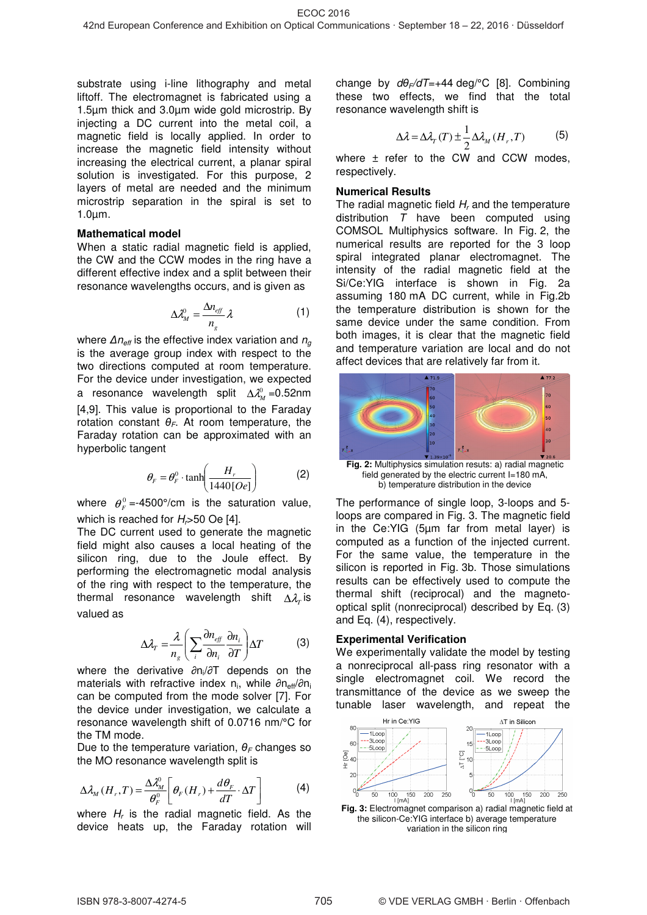substrate using i-line lithography and metal liftoff. The electromagnet is fabricated using a 1.5µm thick and 3.0µm wide gold microstrip. By injecting a DC current into the metal coil, a magnetic field is locally applied. In order to increase the magnetic field intensity without increasing the electrical current, a planar spiral solution is investigated. For this purpose, 2 layers of metal are needed and the minimum microstrip separation in the spiral is set to 1.0µm.

### Mathematical model

When a static radial magnetic field is applied, the CW and the CCW modes in the ring have a different effective index and a split between their resonance wavelengths occurs, and is given as

$$\Delta\lambda_M^0 = \frac{\Delta n_{eff}}{n_g}\lambda \tag{1}$$

where $\Delta n_{eff}$ is the effective index variation and $n_g$ is the average group index with respect to the two directions computed at room temperature. For the device under investigation, we expected a resonance wavelength split $\Delta\lambda_M^0$=0.52nm [4,9]. This value is proportional to the Faraday rotation constant $\theta_F$. At room temperature, the Faraday rotation can be approximated with an hyperbolic tangent

$$\theta_F = \theta_F^0 \cdot \tanh\left(\frac{H_r}{1440[Oe]}\right) \tag{2}$$

where $\theta_F^0$=-4500°/cm is the saturation value, which is reached for $H_r$>50 Oe [4].

The DC current used to generate the magnetic field might also causes a local heating of the silicon ring, due to the Joule effect. By performing the electromagnetic modal analysis of the ring with respect to the temperature, the thermal resonance wavelength shift $\Delta\lambda_T$ is valued as

$$\Delta\lambda_T = \frac{\lambda}{n_g}\left(\sum_i \frac{\partial n_{eff}}{\partial n_i}\frac{\partial n_i}{\partial T}\right)\Delta T \tag{3}$$

where the derivative $\partial n_i/\partial T$ depends on the materials with refractive index $n_i$, while $\partial n_{eff}/\partial n_i$ can be computed from the mode solver [7]. For the device under investigation, we calculate a resonance wavelength shift of 0.0716 nm/°C for the TM mode.

Due to the temperature variation, $\theta_F$ changes so the MO resonance wavelength split is

$$\Delta\lambda_M(H_r,T) = \frac{\Delta\lambda_M^0}{\theta_F^0}\left[\theta_F(H_r) + \frac{d\theta_F}{dT}\cdot\Delta T\right] \tag{4}$$

where $H_r$ is the radial magnetic field. As the device heats up, the Faraday rotation will change by $d\theta_F/dT$=+44 deg/°C [8]. Combining these two effects, we find that the total resonance wavelength shift is

$$\Delta\lambda = \Delta\lambda_T(T) \pm \frac{1}{2}\Delta\lambda_M(H_r,T) \tag{5}$$

where ± refer to the CW and CCW modes, respectively.

### Numerical Results

The radial magnetic field $H_r$ and the temperature distribution $T$ have been computed using COMSOL Multiphysics software. In Fig. 2, the numerical results are reported for the 3 loop spiral integrated planar electromagnet. The intensity of the radial magnetic field at the Si/Ce:YIG interface is shown in Fig. 2a assuming 180 mA DC current, while in Fig.2b the temperature distribution is shown for the same device under the same condition. From both images, it is clear that the magnetic field and temperature variation are local and do not affect devices that are relatively far from it.

**Fig. 2:** Multiphysics simulation resuts: a) radial magnetic field generated by the electric current I=180 mA, b) temperature distribution in the device

The performance of single loop, 3-loops and 5-loops are compared in Fig. 3. The magnetic field in the Ce:YIG (5µm far from metal layer) is computed as a function of the injected current. For the same value, the temperature in the silicon is reported in Fig. 3b. Those simulations results can be effectively used to compute the thermal shift (reciprocal) and the magneto-optical split (nonreciprocal) described by Eq. (3) and Eq. (4), respectively.

### Experimental Verification

We experimentally validate the model by testing a nonreciprocal all-pass ring resonator with a single electromagnet coil. We record the transmittance of the device as we sweep the tunable laser wavelength, and repeat the

**Fig. 3:** Electromagnet comparison a) radial magnetic field at the silicon-Ce:YIG interface b) average temperature variation in the silicon ring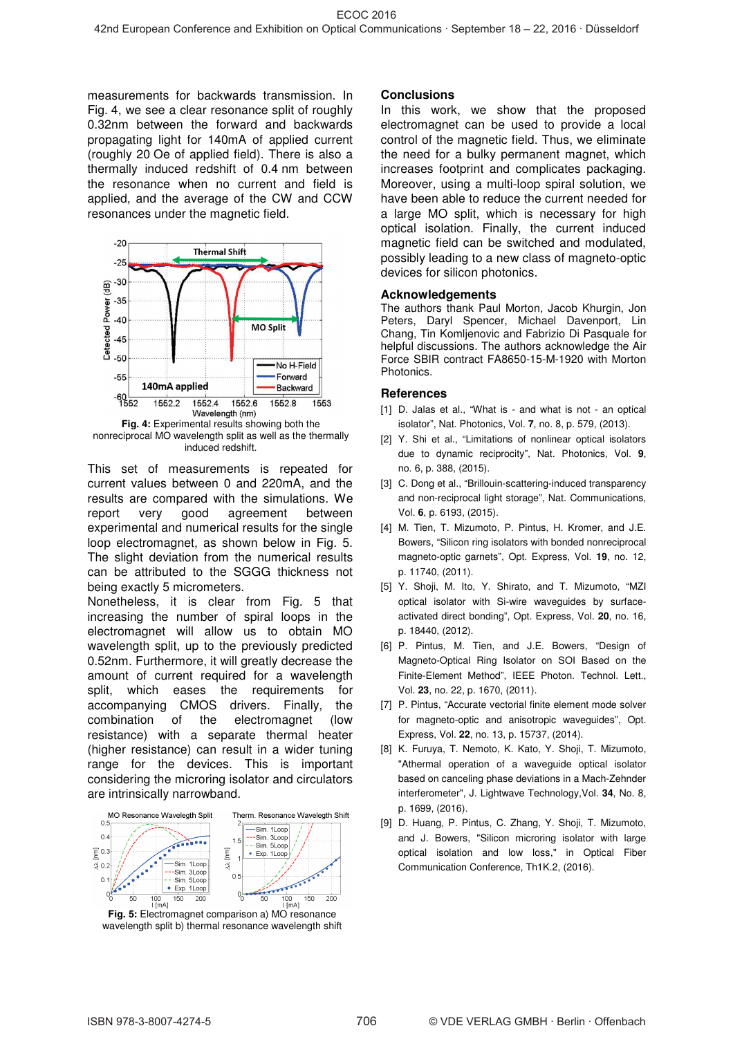measurements for backwards transmission. In Fig. 4, we see a clear resonance split of roughly 0.32nm between the forward and backwards propagating light for 140mA of applied current (roughly 20 Oe of applied field). There is also a thermally induced redshift of 0.4 nm between the resonance when no current and field is applied, and the average of the CW and CCW resonances under the magnetic field.

Thermal Shift
MO Split
140mA applied
No H-Field
Forward
Backward
Detected Power (dB)
-20
-25
-30
-35
-40
-45
-50
-55
-60
1552
1552.2
1552.4
1552.6
1552.8
1553
Wavelength (nm)

**Fig. 4:** Experimental results showing both the nonreciprocal MO wavelength split as well as the thermally induced redshift.

This set of measurements is repeated for current values between 0 and 220mA, and the results are compared with the simulations. We report very good agreement between experimental and numerical results for the single loop electromagnet, as shown below in Fig. 5. The slight deviation from the numerical results can be attributed to the SGGG thickness not being exactly 5 micrometers.
Nonetheless, it is clear from Fig. 5 that increasing the number of spiral loops in the electromagnet will allow us to obtain MO wavelength split, up to the previously predicted 0.52nm. Furthermore, it will greatly decrease the amount of current required for a wavelength split, which eases the requirements for accompanying CMOS drivers. Finally, the combination of the electromagnet (low resistance) with a separate thermal heater (higher resistance) can result in a wider tuning range for the devices. This is important considering the microring isolator and circulators are intrinsically narrowband.

MO Resonance Wavelegth Split
Δλ [nm]
0.5
0.4
0.3
0.2
0.1
0
50
100
150
200
I [mA]
Sim. 1Loop
Sim. 3Loop
Sim. 5Loop
Exp. 1Loop

Therm. Resonance Wavelegth Shift
Δλ [nm]
2
1.5
1
0.5
0
50
100
150
200
I [mA]
Sim. 1Loop
Sim. 3Loop
Sim. 5Loop
Exp. 1Loop

**Fig. 5:** Electromagnet comparison a) MO resonance wavelength split b) thermal resonance wavelength shift

## Conclusions

In this work, we show that the proposed electromagnet can be used to provide a local control of the magnetic field. Thus, we eliminate the need for a bulky permanent magnet, which increases footprint and complicates packaging. Moreover, using a multi-loop spiral solution, we have been able to reduce the current needed for a large MO split, which is necessary for high optical isolation. Finally, the current induced magnetic field can be switched and modulated, possibly leading to a new class of magneto-optic devices for silicon photonics.

## Acknowledgements

The authors thank Paul Morton, Jacob Khurgin, Jon Peters, Daryl Spencer, Michael Davenport, Lin Chang, Tin Komljenovic and Fabrizio Di Pasquale for helpful discussions. The authors acknowledge the Air Force SBIR contract FA8650-15-M-1920 with Morton Photonics.

## References

[1] D. Jalas et al., "What is - and what is not - an optical isolator", Nat. Photonics, Vol. **7**, no. 8, p. 579, (2013).

[2] Y. Shi et al., "Limitations of nonlinear optical isolators due to dynamic reciprocity", Nat. Photonics, Vol. **9**, no. 6, p. 388, (2015).

[3] C. Dong et al., "Brillouin-scattering-induced transparency and non-reciprocal light storage", Nat. Communications, Vol. **6**, p. 6193, (2015).

[4] M. Tien, T. Mizumoto, P. Pintus, H. Kromer, and J.E. Bowers, "Silicon ring isolators with bonded nonreciprocal magneto-optic garnets", Opt. Express, Vol. **19**, no. 12, p. 11740, (2011).

[5] Y. Shoji, M. Ito, Y. Shirato, and T. Mizumoto, "MZI optical isolator with Si-wire waveguides by surface-activated direct bonding", Opt. Express, Vol. **20**, no. 16, p. 18440, (2012).

[6] P. Pintus, M. Tien, and J.E. Bowers, "Design of Magneto-Optical Ring Isolator on SOI Based on the Finite-Element Method", IEEE Photon. Technol. Lett., Vol. **23**, no. 22, p. 1670, (2011).

[7] P. Pintus, "Accurate vectorial finite element mode solver for magneto-optic and anisotropic waveguides", Opt. Express, Vol. **22**, no. 13, p. 15737, (2014).

[8] K. Furuya, T. Nemoto, K. Kato, Y. Shoji, T. Mizumoto, "Athermal operation of a waveguide optical isolator based on canceling phase deviations in a Mach-Zehnder interferometer", J. Lightwave Technology,Vol. **34**, No. 8, p. 1699, (2016).

[9] D. Huang, P. Pintus, C. Zhang, Y. Shoji, T. Mizumoto, and J. Bowers, "Silicon microring isolator with large optical isolation and low loss," in Optical Fiber Communication Conference, Th1K.2, (2016).